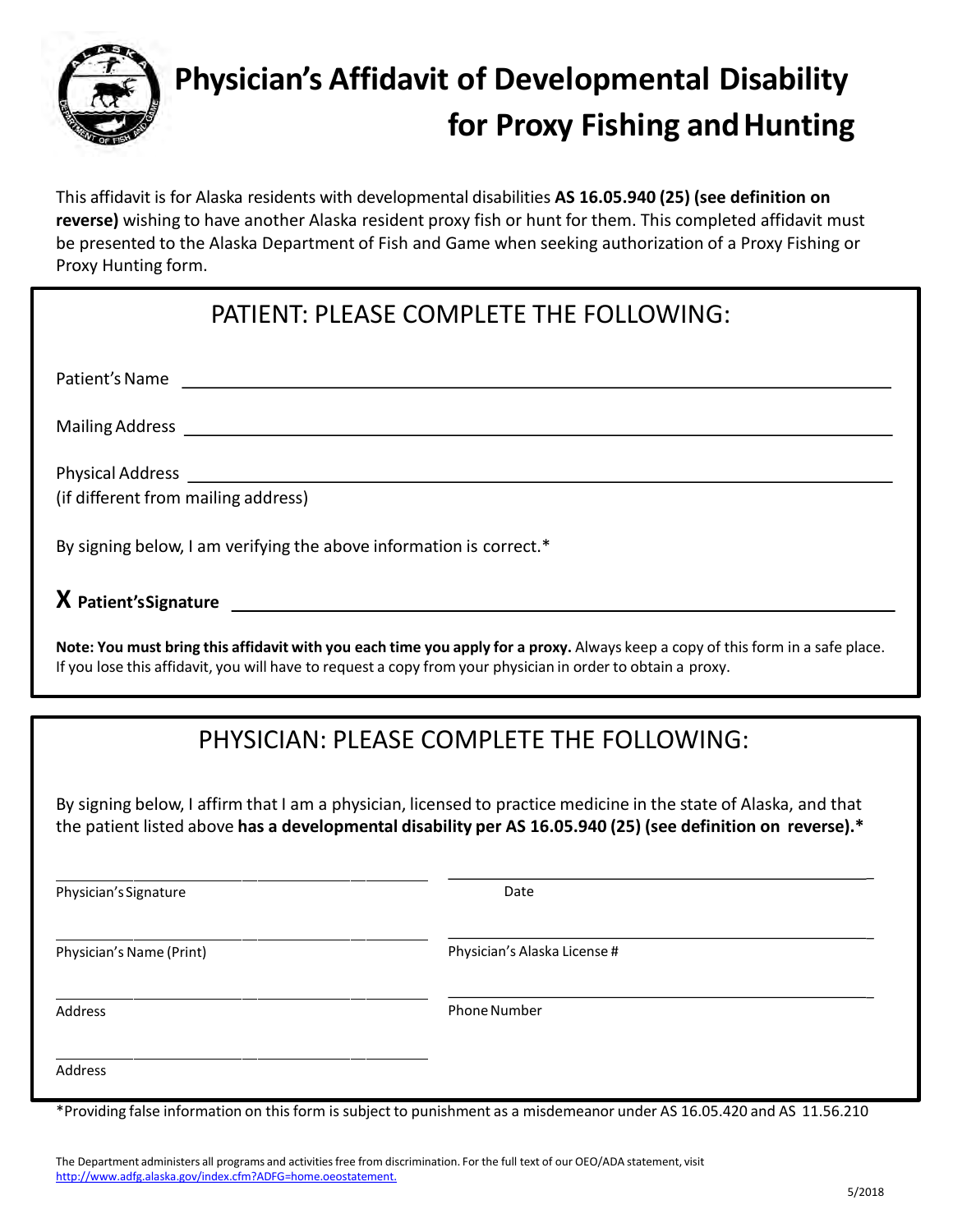# Physician's Affidavit of Developmental Disability for Proxy Fishing and Hunting

This affidavit is for Alaska residents with developmental disabilities **AS 16.05.940 (25) (see definition on reverse)** wishing to have another Alaska resident proxy fish or hunt for them. This completed affidavit must be presented to the Alaska Department of Fish and Game when seeking authorization of a Proxy Fishing or Proxy Hunting form.

## PATIENT: PLEASE COMPLETE THE FOLLOWING:

Patient's Name ______________________________

Mailing Address ______________________________

Physical Address ______________________________
(if different from mailing address)

By signing below, I am verifying the above information is correct.*

**X Patient's Signature** ______________________________

**Note: You must bring this affidavit with you each time you apply for a proxy.** Always keep a copy of this form in a safe place. If you lose this affidavit, you will have to request a copy from your physician in order to obtain a proxy.

## PHYSICIAN: PLEASE COMPLETE THE FOLLOWING:

By signing below, I affirm that I am a physician, licensed to practice medicine in the state of Alaska, and that the patient listed above **has a developmental disability per AS 16.05.940 (25) (see definition on reverse).***

______________________________ Physician's Signature

______________________________ Date

______________________________ Physician's Name (Print)

______________________________ Physician's Alaska License #

______________________________ Address

______________________________ Phone Number

______________________________ Address

*Providing false information on this form is subject to punishment as a misdemeanor under AS 16.05.420 and AS 11.56.210

The Department administers all programs and activities free from discrimination. For the full text of our OEO/ADA statement, visit http://www.adfg.alaska.gov/index.cfm?ADFG=home.oeostatement.

5/2018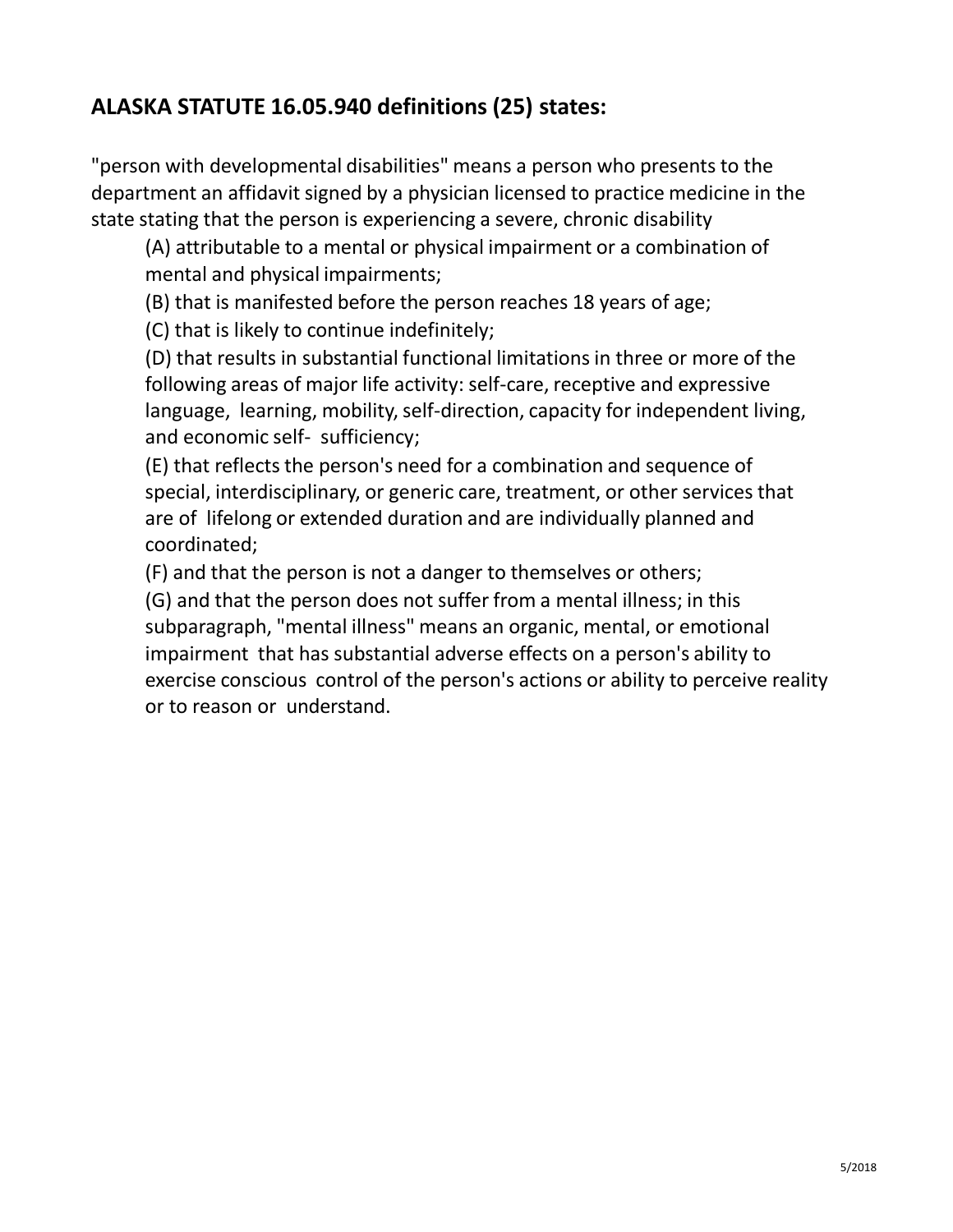## ALASKA STATUTE 16.05.940 definitions (25) states:

"person with developmental disabilities" means a person who presents to the department an affidavit signed by a physician licensed to practice medicine in the state stating that the person is experiencing a severe, chronic disability

(A) attributable to a mental or physical impairment or a combination of mental and physical impairments;

(B) that is manifested before the person reaches 18 years of age;

(C) that is likely to continue indefinitely;

(D) that results in substantial functional limitations in three or more of the following areas of major life activity: self-care, receptive and expressive language, learning, mobility, self-direction, capacity for independent living, and economic self- sufficiency;

(E) that reflects the person's need for a combination and sequence of special, interdisciplinary, or generic care, treatment, or other services that are of lifelong or extended duration and are individually planned and coordinated;

(F) and that the person is not a danger to themselves or others;

(G) and that the person does not suffer from a mental illness; in this subparagraph, "mental illness" means an organic, mental, or emotional impairment that has substantial adverse effects on a person's ability to exercise conscious control of the person's actions or ability to perceive reality or to reason or understand.

5/2018